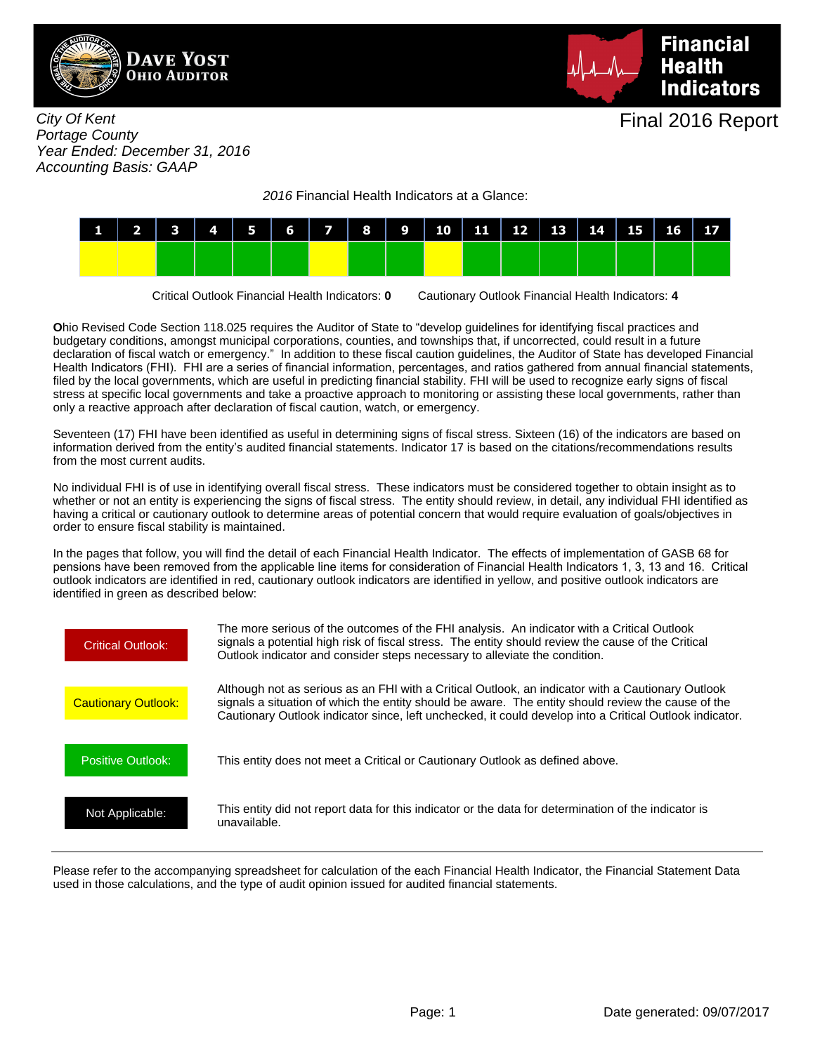**Dave Yost**
**Ohio Auditor**

# Financial Health Indicators

## Final 2016 Report

*City Of Kent*
*Portage County*
*Year Ended: December 31, 2016*
*Accounting Basis: GAAP*

*2016* Financial Health Indicators at a Glance:

| 1 | 2 | 3 | 4 | 5 | 6 | 7 | 8 | 9 | 10 | 11 | 12 | 13 | 14 | 15 | 16 | 17 |
|---|---|---|---|---|---|---|---|---|---|---|---|---|---|---|---|---|
| Cautionary | Cautionary | Positive | Positive | Positive | Positive | Cautionary | Positive | Positive | Cautionary | Positive | Positive | Positive | Positive | Positive | Positive | Positive |

Critical Outlook Financial Health Indicators: **0** Cautionary Outlook Financial Health Indicators: **4**

**O**hio Revised Code Section 118.025 requires the Auditor of State to "develop guidelines for identifying fiscal practices and budgetary conditions, amongst municipal corporations, counties, and townships that, if uncorrected, could result in a future declaration of fiscal watch or emergency." In addition to these fiscal caution guidelines, the Auditor of State has developed Financial Health Indicators (FHI). FHI are a series of financial information, percentages, and ratios gathered from annual financial statements, filed by the local governments, which are useful in predicting financial stability. FHI will be used to recognize early signs of fiscal stress at specific local governments and take a proactive approach to monitoring or assisting these local governments, rather than only a reactive approach after declaration of fiscal caution, watch, or emergency.

Seventeen (17) FHI have been identified as useful in determining signs of fiscal stress. Sixteen (16) of the indicators are based on information derived from the entity's audited financial statements. Indicator 17 is based on the citations/recommendations results from the most current audits.

No individual FHI is of use in identifying overall fiscal stress. These indicators must be considered together to obtain insight as to whether or not an entity is experiencing the signs of fiscal stress. The entity should review, in detail, any individual FHI identified as having a critical or cautionary outlook to determine areas of potential concern that would require evaluation of goals/objectives in order to ensure fiscal stability is maintained.

In the pages that follow, you will find the detail of each Financial Health Indicator. The effects of implementation of GASB 68 for pensions have been removed from the applicable line items for consideration of Financial Health Indicators 1, 3, 13 and 16. Critical outlook indicators are identified in red, cautionary outlook indicators are identified in yellow, and positive outlook indicators are identified in green as described below:

| | |
|---|---|
| Critical Outlook: | The more serious of the outcomes of the FHI analysis. An indicator with a Critical Outlook signals a potential high risk of fiscal stress. The entity should review the cause of the Critical Outlook indicator and consider steps necessary to alleviate the condition. |
| Cautionary Outlook: | Although not as serious as an FHI with a Critical Outlook, an indicator with a Cautionary Outlook signals a situation of which the entity should be aware. The entity should review the cause of the Cautionary Outlook indicator since, left unchecked, it could develop into a Critical Outlook indicator. |
| Positive Outlook: | This entity does not meet a Critical or Cautionary Outlook as defined above. |
| Not Applicable: | This entity did not report data for this indicator or the data for determination of the indicator is unavailable. |

---

Please refer to the accompanying spreadsheet for calculation of the each Financial Health Indicator, the Financial Statement Data used in those calculations, and the type of audit opinion issued for audited financial statements.

Date generated: 09/07/2017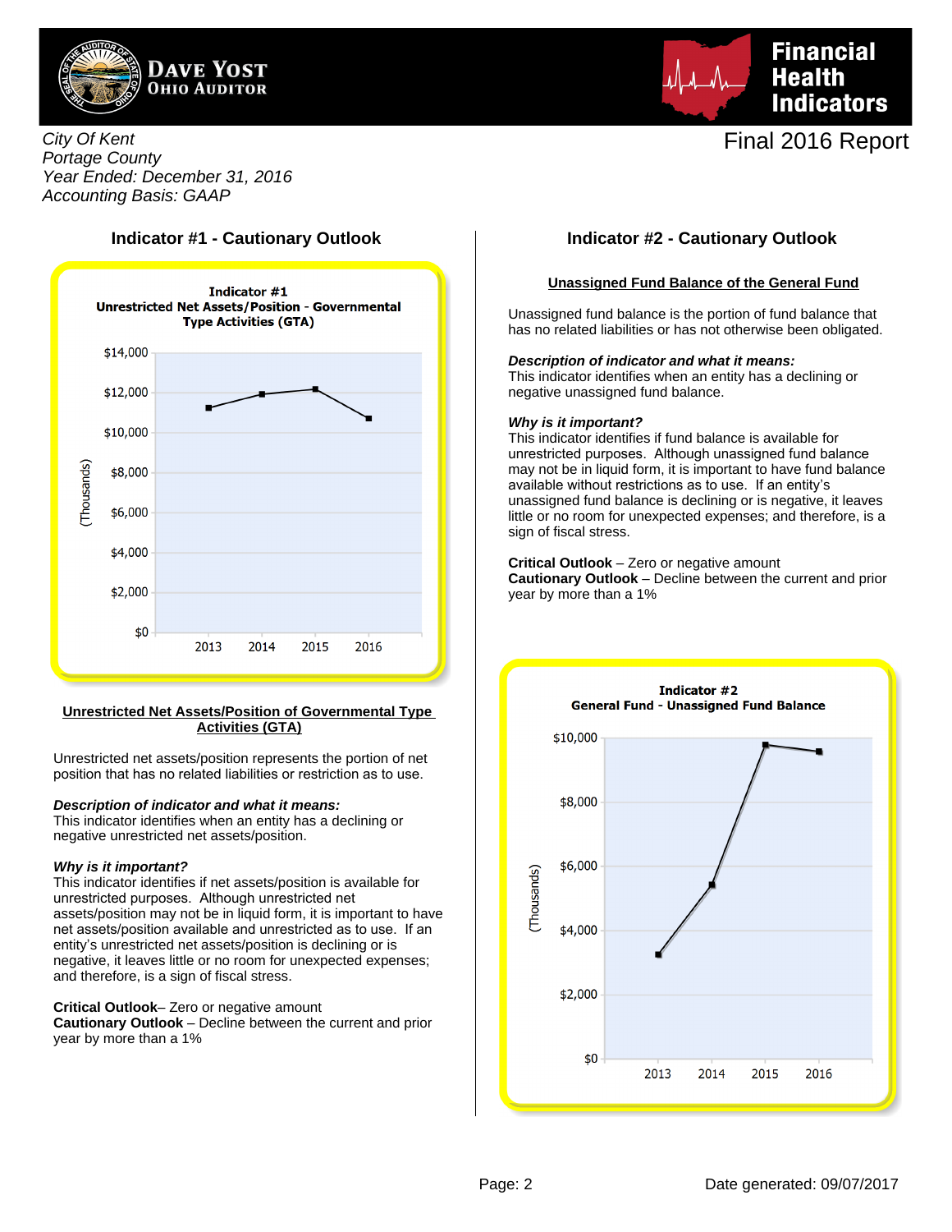Dave Yost
Ohio Auditor

Financial Health Indicators

City Of Kent
Portage County
Year Ended: December 31, 2016
Accounting Basis: GAAP

Final 2016 Report

## Indicator #1 - Cautionary Outlook

**Indicator #1**
**Unrestricted Net Assets/Position - Governmental Type Activities (GTA)**

(Thousands)

$14,000
$12,000
$10,000
$8,000
$6,000
$4,000
$2,000
$0

2013 2014 2015 2016

### Unrestricted Net Assets/Position of Governmental Type Activities (GTA)

Unrestricted net assets/position represents the portion of net position that has no related liabilities or restriction as to use.

***Description of indicator and what it means:***
This indicator identifies when an entity has a declining or negative unrestricted net assets/position.

***Why is it important?***
This indicator identifies if net assets/position is available for unrestricted purposes. Although unrestricted net assets/position may not be in liquid form, it is important to have net assets/position available and unrestricted as to use. If an entity's unrestricted net assets/position is declining or is negative, it leaves little or no room for unexpected expenses; and therefore, is a sign of fiscal stress.

**Critical Outlook**– Zero or negative amount
**Cautionary Outlook** – Decline between the current and prior year by more than a 1%

## Indicator #2 - Cautionary Outlook

### Unassigned Fund Balance of the General Fund

Unassigned fund balance is the portion of fund balance that has no related liabilities or has not otherwise been obligated.

***Description of indicator and what it means:***
This indicator identifies when an entity has a declining or negative unassigned fund balance.

***Why is it important?***
This indicator identifies if fund balance is available for unrestricted purposes. Although unassigned fund balance may not be in liquid form, it is important to have fund balance available without restrictions as to use. If an entity's unassigned fund balance is declining or is negative, it leaves little or no room for unexpected expenses; and therefore, is a sign of fiscal stress.

**Critical Outlook** – Zero or negative amount
**Cautionary Outlook** – Decline between the current and prior year by more than a 1%

**Indicator #2**
**General Fund - Unassigned Fund Balance**

(Thousands)

$10,000
$8,000
$6,000
$4,000
$2,000
$0

2013 2014 2015 2016

Date generated: 09/07/2017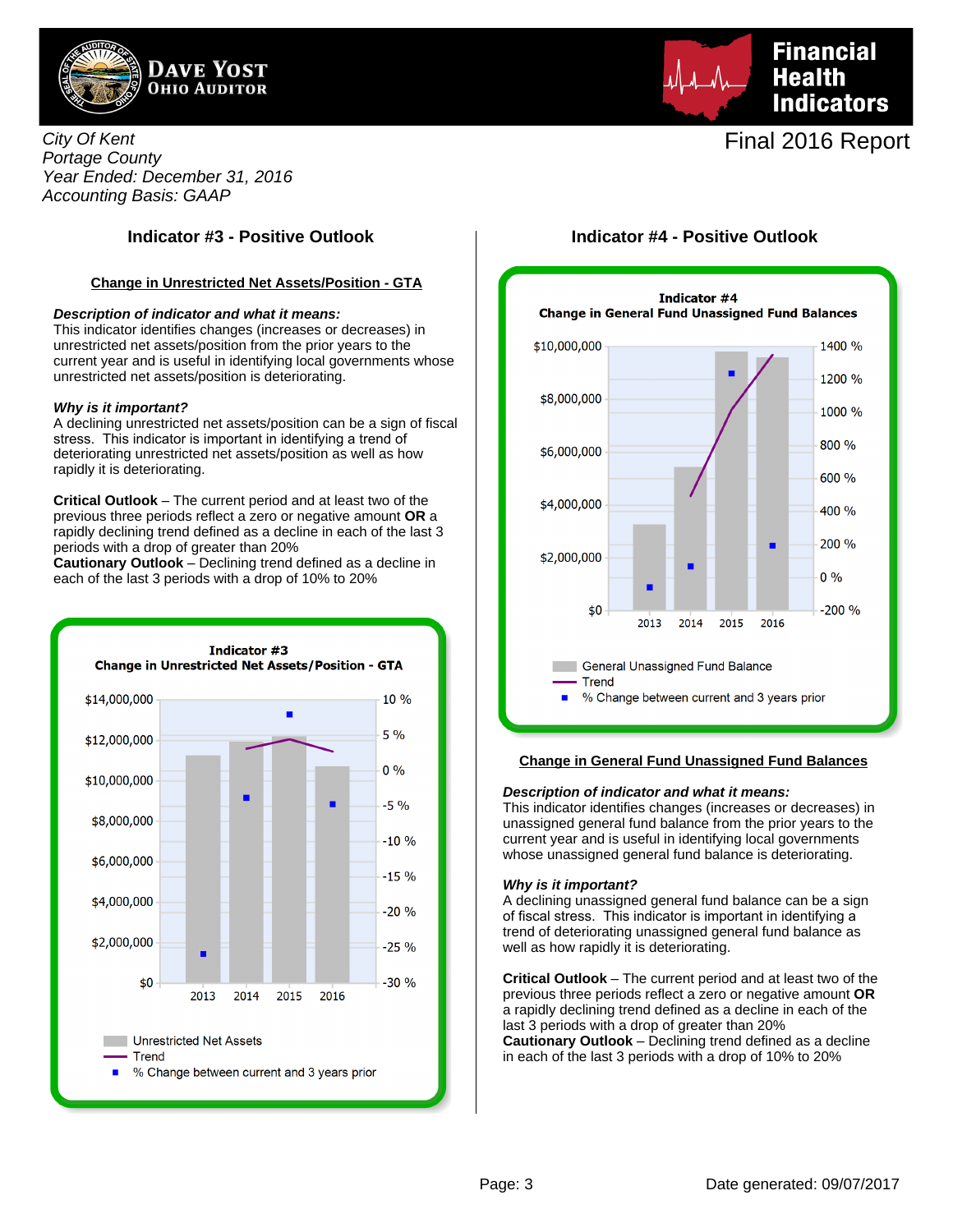Dave Yost
Ohio Auditor

Financial Health Indicators

City Of Kent
Portage County
Year Ended: December 31, 2016
Accounting Basis: GAAP

Final 2016 Report

## Indicator #3 - Positive Outlook

### Change in Unrestricted Net Assets/Position - GTA

***Description of indicator and what it means:***
This indicator identifies changes (increases or decreases) in unrestricted net assets/position from the prior years to the current year and is useful in identifying local governments whose unrestricted net assets/position is deteriorating.

***Why is it important?***
A declining unrestricted net assets/position can be a sign of fiscal stress. This indicator is important in identifying a trend of deteriorating unrestricted net assets/position as well as how rapidly it is deteriorating.

**Critical Outlook** – The current period and at least two of the previous three periods reflect a zero or negative amount **OR** a rapidly declining trend defined as a decline in each of the last 3 periods with a drop of greater than 20%
**Cautionary Outlook** – Declining trend defined as a decline in each of the last 3 periods with a drop of 10% to 20%

**Indicator #3**
**Change in Unrestricted Net Assets/Position - GTA**

Left axis: $0 – $14,000,000; Right axis: -30 % – 10 %; Years: 2013, 2014, 2015, 2016

- Unrestricted Net Assets
- Trend
- % Change between current and 3 years prior

## Indicator #4 - Positive Outlook

**Indicator #4**
**Change in General Fund Unassigned Fund Balances**

Left axis: $0 – $10,000,000; Right axis: -200 % – 1400 %; Years: 2013, 2014, 2015, 2016

- General Unassigned Fund Balance
- Trend
- % Change between current and 3 years prior

### Change in General Fund Unassigned Fund Balances

***Description of indicator and what it means:***
This indicator identifies changes (increases or decreases) in unassigned general fund balance from the prior years to the current year and is useful in identifying local governments whose unassigned general fund balance is deteriorating.

***Why is it important?***
A declining unassigned general fund balance can be a sign of fiscal stress. This indicator is important in identifying a trend of deteriorating unassigned general fund balance as well as how rapidly it is deteriorating.

**Critical Outlook** – The current period and at least two of the previous three periods reflect a zero or negative amount **OR** a rapidly declining trend defined as a decline in each of the last 3 periods with a drop of greater than 20%
**Cautionary Outlook** – Declining trend defined as a decline in each of the last 3 periods with a drop of 10% to 20%

Date generated: 09/07/2017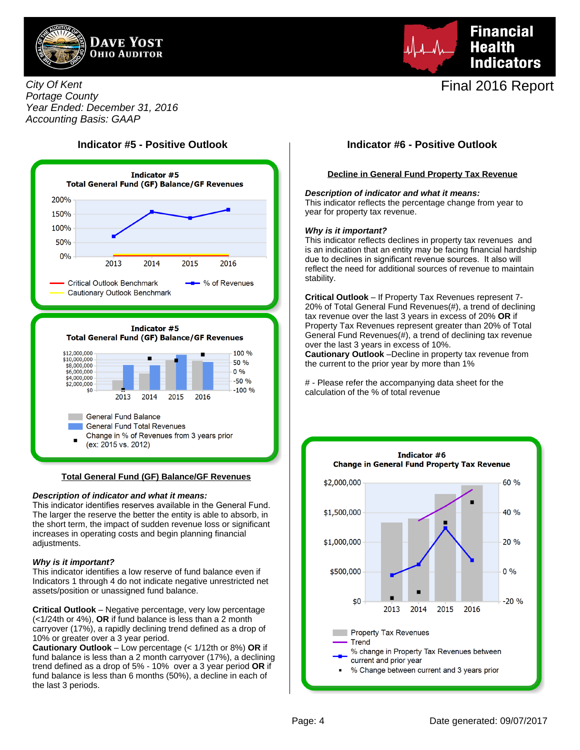Dave Yost
Ohio Auditor

# Financial Health Indicators

City Of Kent
Portage County
Year Ended: December 31, 2016
Accounting Basis: GAAP

Final 2016 Report

## Indicator #5 - Positive Outlook

Indicator #5
Total General Fund (GF) Balance/GF Revenues

200%
150%
100%
50%
0%
2013 2014 2015 2016

Critical Outlook Benchmark
Cautionary Outlook Benchmark
% of Revenues

Indicator #5
Total General Fund (GF) Balance/GF Revenues

$12,000,000
$10,000,000
$8,000,000
$6,000,000
$4,000,000
$2,000,000
$0

100 %
50 %
0 %
-50 %
-100 %

2013 2014 2015 2016

General Fund Balance
General Fund Total Revenues
Change in % of Revenues from 3 years prior (ex: 2015 vs. 2012)

### Total General Fund (GF) Balance/GF Revenues

***Description of indicator and what it means:***
This indicator identifies reserves available in the General Fund. The larger the reserve the better the entity is able to absorb, in the short term, the impact of sudden revenue loss or significant increases in operating costs and begin planning financial adjustments.

***Why is it important?***
This indicator identifies a low reserve of fund balance even if Indicators 1 through 4 do not indicate negative unrestricted net assets/position or unassigned fund balance.

**Critical Outlook** – Negative percentage, very low percentage (<1/24th or 4%), **OR** if fund balance is less than a 2 month carryover (17%), a rapidly declining trend defined as a drop of 10% or greater over a 3 year period.
**Cautionary Outlook** – Low percentage (< 1/12th or 8%) **OR** if fund balance is less than a 2 month carryover (17%), a declining trend defined as a drop of 5% - 10% over a 3 year period **OR** if fund balance is less than 6 months (50%), a decline in each of the last 3 periods.

## Indicator #6 - Positive Outlook

### Decline in General Fund Property Tax Revenue

***Description of indicator and what it means:***
This indicator reflects the percentage change from year to year for property tax revenue.

***Why is it important?***
This indicator reflects declines in property tax revenues and is an indication that an entity may be facing financial hardship due to declines in significant revenue sources. It also will reflect the need for additional sources of revenue to maintain stability.

**Critical Outlook** – If Property Tax Revenues represent 7-20% of Total General Fund Revenues(#), a trend of declining tax revenue over the last 3 years in excess of 20% **OR** if Property Tax Revenues represent greater than 20% of Total General Fund Revenues(#), a trend of declining tax revenue over the last 3 years in excess of 10%.
**Cautionary Outlook** –Decline in property tax revenue from the current to the prior year by more than 1%

# - Please refer the accompanying data sheet for the calculation of the % of total revenue

Indicator #6
Change in General Fund Property Tax Revenue

$2,000,000
$1,500,000
$1,000,000
$500,000
$0

60 %
40 %
20 %
0 %
-20 %

2013 2014 2015 2016

Property Tax Revenues
Trend
% change in Property Tax Revenues between current and prior year
% Change between current and 3 years prior

Date generated: 09/07/2017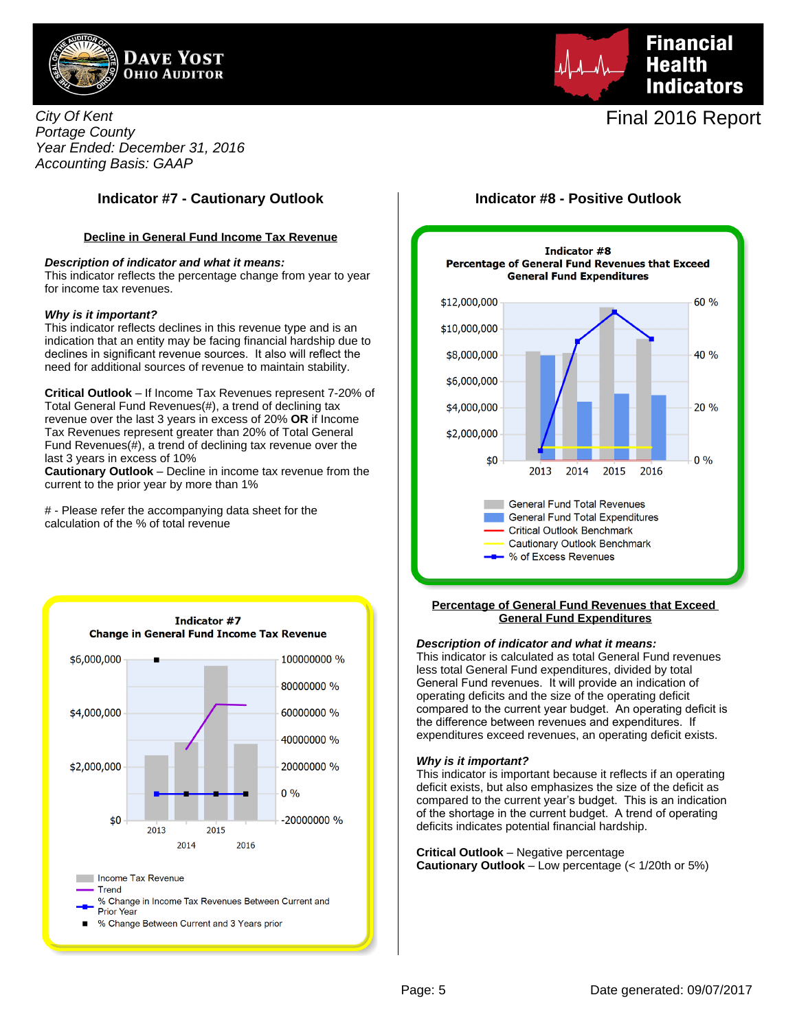City Of Kent
Portage County
Year Ended: December 31, 2016
Accounting Basis: GAAP

Final 2016 Report

## Indicator #7 - Cautionary Outlook

### Decline in General Fund Income Tax Revenue

***Description of indicator and what it means:***
This indicator reflects the percentage change from year to year for income tax revenues.

***Why is it important?***
This indicator reflects declines in this revenue type and is an indication that an entity may be facing financial hardship due to declines in significant revenue sources. It also will reflect the need for additional sources of revenue to maintain stability.

**Critical Outlook** – If Income Tax Revenues represent 7-20% of Total General Fund Revenues(#), a trend of declining tax revenue over the last 3 years in excess of 20% **OR** if Income Tax Revenues represent greater than 20% of Total General Fund Revenues(#), a trend of declining tax revenue over the last 3 years in excess of 10%
**Cautionary Outlook** – Decline in income tax revenue from the current to the prior year by more than 1%

# - Please refer the accompanying data sheet for the calculation of the % of total revenue

**Indicator #7**
**Change in General Fund Income Tax Revenue**

Legend: Income Tax Revenue; Trend; % Change in Income Tax Revenues Between Current and Prior Year; % Change Between Current and 3 Years prior

## Indicator #8 - Positive Outlook

**Indicator #8**
**Percentage of General Fund Revenues that Exceed General Fund Expenditures**

Legend: General Fund Total Revenues; General Fund Total Expenditures; Critical Outlook Benchmark; Cautionary Outlook Benchmark; % of Excess Revenues

### Percentage of General Fund Revenues that Exceed General Fund Expenditures

***Description of indicator and what it means:***
This indicator is calculated as total General Fund revenues less total General Fund expenditures, divided by total General Fund revenues. It will provide an indication of operating deficits and the size of the operating deficit compared to the current year budget. An operating deficit is the difference between revenues and expenditures. If expenditures exceed revenues, an operating deficit exists.

***Why is it important?***
This indicator is important because it reflects if an operating deficit exists, but also emphasizes the size of the deficit as compared to the current year's budget. This is an indication of the shortage in the current budget. A trend of operating deficits indicates potential financial hardship.

**Critical Outlook** – Negative percentage
**Cautionary Outlook** – Low percentage (< 1/20th or 5%)

Date generated: 09/07/2017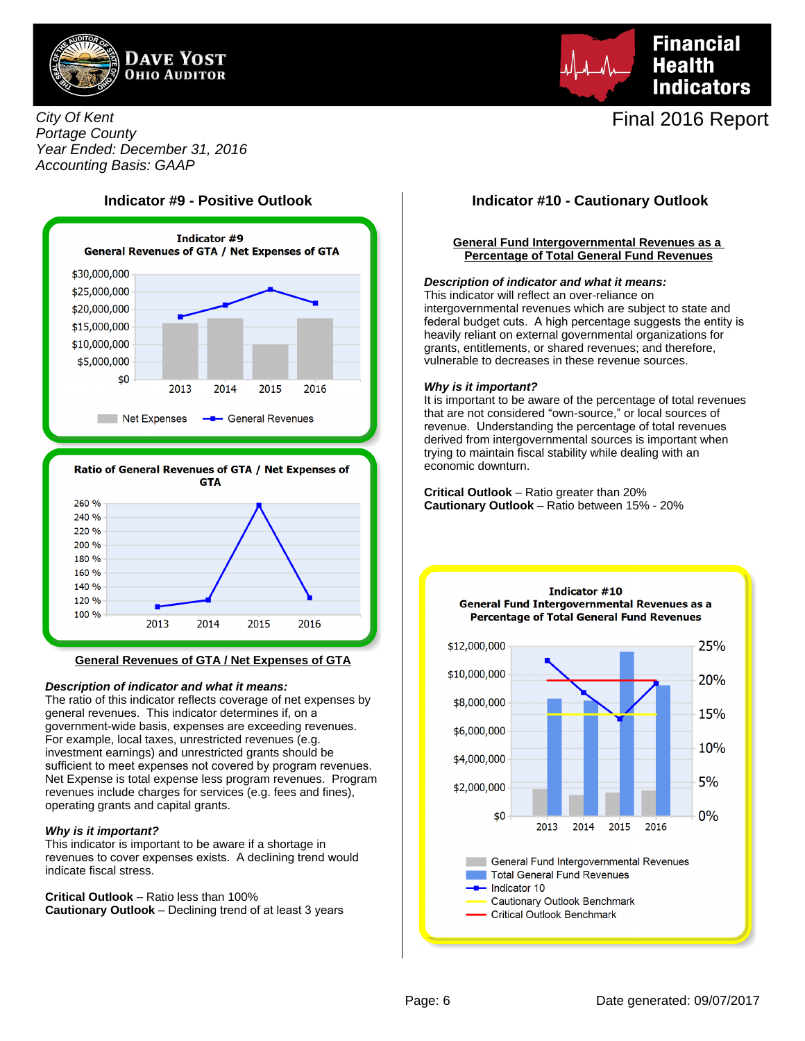City Of Kent
Portage County
Year Ended: December 31, 2016
Accounting Basis: GAAP

Final 2016 Report

## Indicator #9 - Positive Outlook

**Indicator #9**
**General Revenues of GTA / Net Expenses of GTA**

**Ratio of General Revenues of GTA / Net Expenses of GTA**

**General Revenues of GTA / Net Expenses of GTA**

***Description of indicator and what it means:***
The ratio of this indicator reflects coverage of net expenses by general revenues. This indicator determines if, on a government-wide basis, expenses are exceeding revenues. For example, local taxes, unrestricted revenues (e.g. investment earnings) and unrestricted grants should be sufficient to meet expenses not covered by program revenues. Net Expense is total expense less program revenues. Program revenues include charges for services (e.g. fees and fines), operating grants and capital grants.

***Why is it important?***
This indicator is important to be aware if a shortage in revenues to cover expenses exists. A declining trend would indicate fiscal stress.

**Critical Outlook** – Ratio less than 100%
**Cautionary Outlook** – Declining trend of at least 3 years

## Indicator #10 - Cautionary Outlook

**General Fund Intergovernmental Revenues as a Percentage of Total General Fund Revenues**

***Description of indicator and what it means:***
This indicator will reflect an over-reliance on intergovernmental revenues which are subject to state and federal budget cuts. A high percentage suggests the entity is heavily reliant on external governmental organizations for grants, entitlements, or shared revenues; and therefore, vulnerable to decreases in these revenue sources.

***Why is it important?***
It is important to be aware of the percentage of total revenues that are not considered “own-source,” or local sources of revenue. Understanding the percentage of total revenues derived from intergovernmental sources is important when trying to maintain fiscal stability while dealing with an economic downturn.

**Critical Outlook** – Ratio greater than 20%
**Cautionary Outlook** – Ratio between 15% - 20%

**Indicator #10**
**General Fund Intergovernmental Revenues as a Percentage of Total General Fund Revenues**

Date generated: 09/07/2017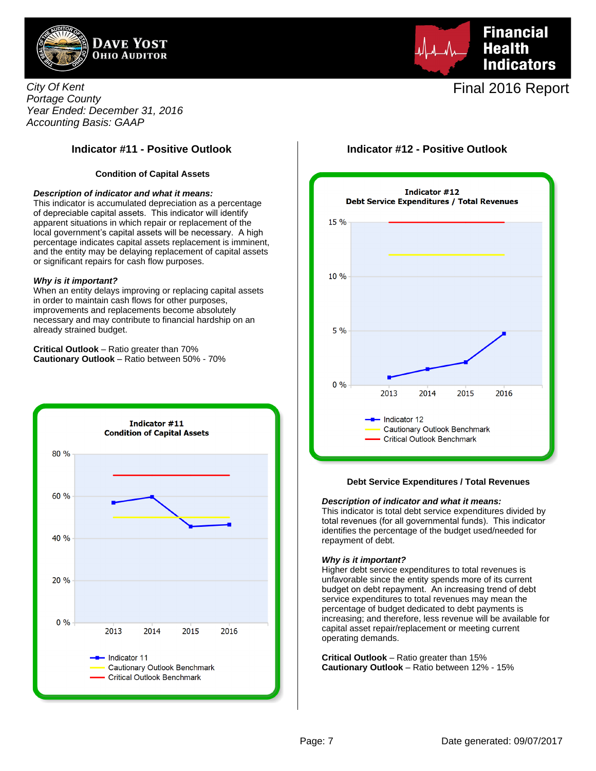City Of Kent
Portage County
Year Ended: December 31, 2016
Accounting Basis: GAAP

Final 2016 Report

## Indicator #11 - Positive Outlook

### Condition of Capital Assets

***Description of indicator and what it means:***
This indicator is accumulated depreciation as a percentage of depreciable capital assets. This indicator will identify apparent situations in which repair or replacement of the local government's capital assets will be necessary. A high percentage indicates capital assets replacement is imminent, and the entity may be delaying replacement of capital assets or significant repairs for cash flow purposes.

***Why is it important?***
When an entity delays improving or replacing capital assets in order to maintain cash flows for other purposes, improvements and replacements become absolutely necessary and may contribute to financial hardship on an already strained budget.

**Critical Outlook** – Ratio greater than 70%
**Cautionary Outlook** – Ratio between 50% - 70%

## Indicator #12 - Positive Outlook

### Debt Service Expenditures / Total Revenues

***Description of indicator and what it means:***
This indicator is total debt service expenditures divided by total revenues (for all governmental funds). This indicator identifies the percentage of the budget used/needed for repayment of debt.

***Why is it important?***
Higher debt service expenditures to total revenues is unfavorable since the entity spends more of its current budget on debt repayment. An increasing trend of debt service expenditures to total revenues may mean the percentage of budget dedicated to debt payments is increasing; and therefore, less revenue will be available for capital asset repair/replacement or meeting current operating demands.

**Critical Outlook** – Ratio greater than 15%
**Cautionary Outlook** – Ratio between 12% - 15%

Date generated: 09/07/2017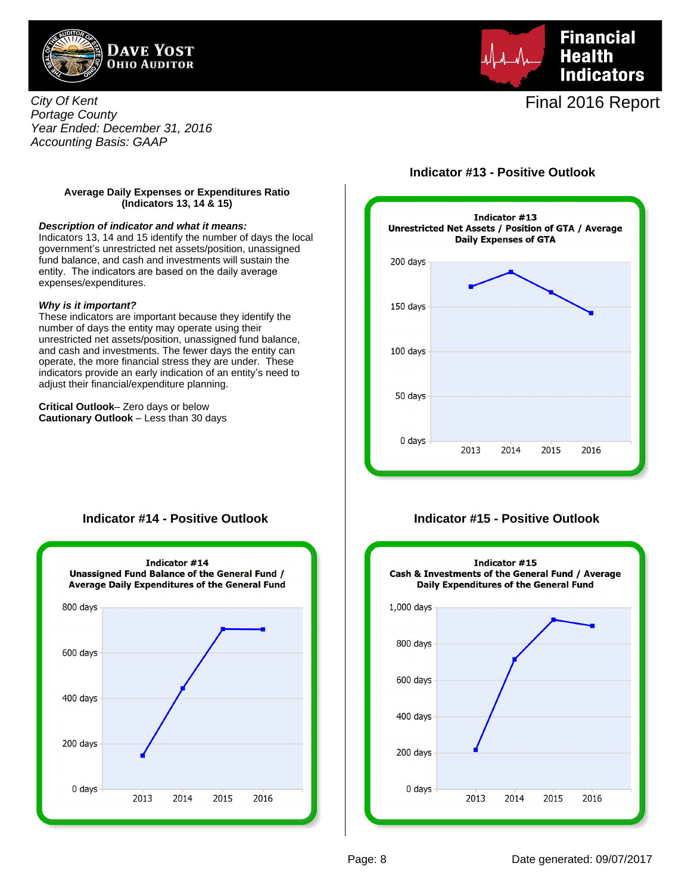Dave Yost
Ohio Auditor

# Financial Health Indicators

*City Of Kent*
*Portage County*
*Year Ended: December 31, 2016*
*Accounting Basis: GAAP*

Final 2016 Report

### Average Daily Expenses or Expenditures Ratio (Indicators 13, 14 & 15)

***Description of indicator and what it means:***
Indicators 13, 14 and 15 identify the number of days the local government's unrestricted net assets/position, unassigned fund balance, and cash and investments will sustain the entity. The indicators are based on the daily average expenses/expenditures.

***Why is it important?***
These indicators are important because they identify the number of days the entity may operate using their unrestricted net assets/position, unassigned fund balance, and cash and investments. The fewer days the entity can operate, the more financial stress they are under. These indicators provide an early indication of an entity's need to adjust their financial/expenditure planning.

**Critical Outlook**– Zero days or below
**Cautionary Outlook** – Less than 30 days

## Indicator #13 - Positive Outlook

**Indicator #13**
**Unrestricted Net Assets / Position of GTA / Average Daily Expenses of GTA**

| Year | Days (approx.) |
|---|---|
| 2013 | 172 |
| 2014 | 189 |
| 2015 | 166 |
| 2016 | 143 |

## Indicator #14 - Positive Outlook

**Indicator #14**
**Unassigned Fund Balance of the General Fund / Average Daily Expenditures of the General Fund**

| Year | Days (approx.) |
|---|---|
| 2013 | 147 |
| 2014 | 443 |
| 2015 | 705 |
| 2016 | 703 |

## Indicator #15 - Positive Outlook

**Indicator #15**
**Cash & Investments of the General Fund / Average Daily Expenditures of the General Fund**

| Year | Days (approx.) |
|---|---|
| 2013 | 215 |
| 2014 | 713 |
| 2015 | 932 |
| 2016 | 897 |

Date generated: 09/07/2017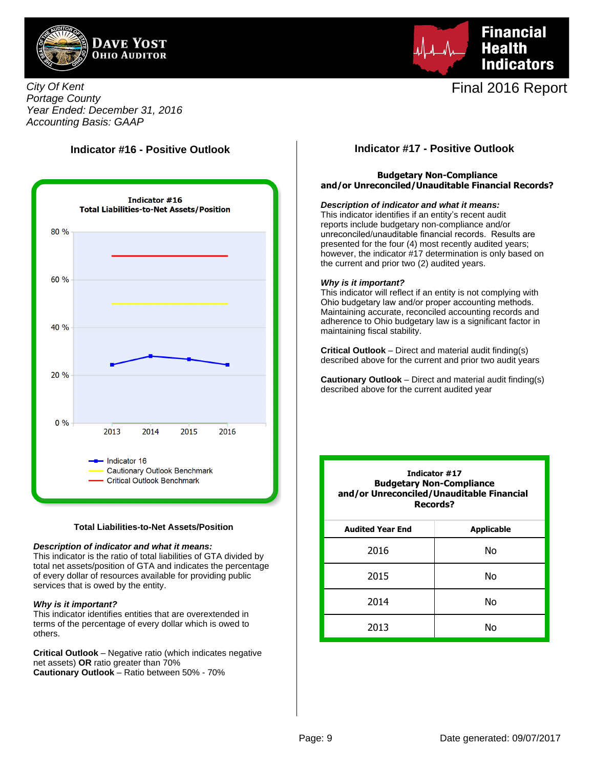Dave Yost
Ohio Auditor

**Financial Health Indicators**

Final 2016 Report

*City Of Kent*
*Portage County*
*Year Ended: December 31, 2016*
*Accounting Basis: GAAP*

## Indicator #16 - Positive Outlook

**Indicator #16**
**Total Liabilities-to-Net Assets/Position**

- Indicator 16
- Cautionary Outlook Benchmark
- Critical Outlook Benchmark

**Total Liabilities-to-Net Assets/Position**

***Description of indicator and what it means:***
This indicator is the ratio of total liabilities of GTA divided by total net assets/position of GTA and indicates the percentage of every dollar of resources available for providing public services that is owed by the entity.

***Why is it important?***
This indicator identifies entities that are overextended in terms of the percentage of every dollar which is owed to others.

**Critical Outlook** – Negative ratio (which indicates negative net assets) **OR** ratio greater than 70%
**Cautionary Outlook** – Ratio between 50% - 70%

## Indicator #17 - Positive Outlook

**Budgetary Non-Compliance and/or Unreconciled/Unauditable Financial Records?**

***Description of indicator and what it means:***
This indicator identifies if an entity's recent audit reports include budgetary non-compliance and/or unreconciled/unauditable financial records. Results are presented for the four (4) most recently audited years; however, the indicator #17 determination is only based on the current and prior two (2) audited years.

***Why is it important?***
This indicator will reflect if an entity is not complying with Ohio budgetary law and/or proper accounting methods. Maintaining accurate, reconciled accounting records and adherence to Ohio budgetary law is a significant factor in maintaining fiscal stability.

**Critical Outlook** – Direct and material audit finding(s) described above for the current and prior two audit years

**Cautionary Outlook** – Direct and material audit finding(s) described above for the current audited year

**Indicator #17**
**Budgetary Non-Compliance and/or Unreconciled/Unauditable Financial Records?**

| Audited Year End | Applicable |
|---|---|
| 2016 | No |
| 2015 | No |
| 2014 | No |
| 2013 | No |

Date generated: 09/07/2017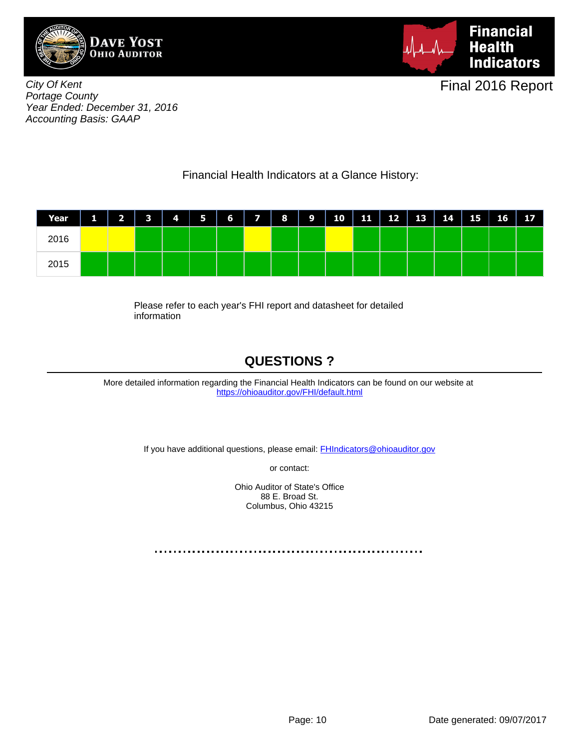DAVE YOST
OHIO AUDITOR

Financial Health Indicators

*City Of Kent*
*Portage County*
*Year Ended: December 31, 2016*
*Accounting Basis: GAAP*

Final 2016 Report

Financial Health Indicators at a Glance History:

| Year | 1 | 2 | 3 | 4 | 5 | 6 | 7 | 8 | 9 | 10 | 11 | 12 | 13 | 14 | 15 | 16 | 17 |
|---|---|---|---|---|---|---|---|---|---|---|---|---|---|---|---|---|---|
| 2016 | Yellow | Yellow | Green | Green | Green | Green | Yellow | Green | Green | Yellow | Green | Green | Green | Green | Green | Green | Green |
| 2015 | Green | Green | Green | Green | Green | Green | Green | Green | Green | Green | Green | Green | Green | Green | Green | Green | Green |

Please refer to each year's FHI report and datasheet for detailed information

## QUESTIONS ?

More detailed information regarding the Financial Health Indicators can be found on our website at https://ohioauditor.gov/FHI/default.html

If you have additional questions, please email: FHIndicators@ohioauditor.gov

or contact:

Ohio Auditor of State's Office
88 E. Broad St.
Columbus, Ohio 43215

Date generated: 09/07/2017